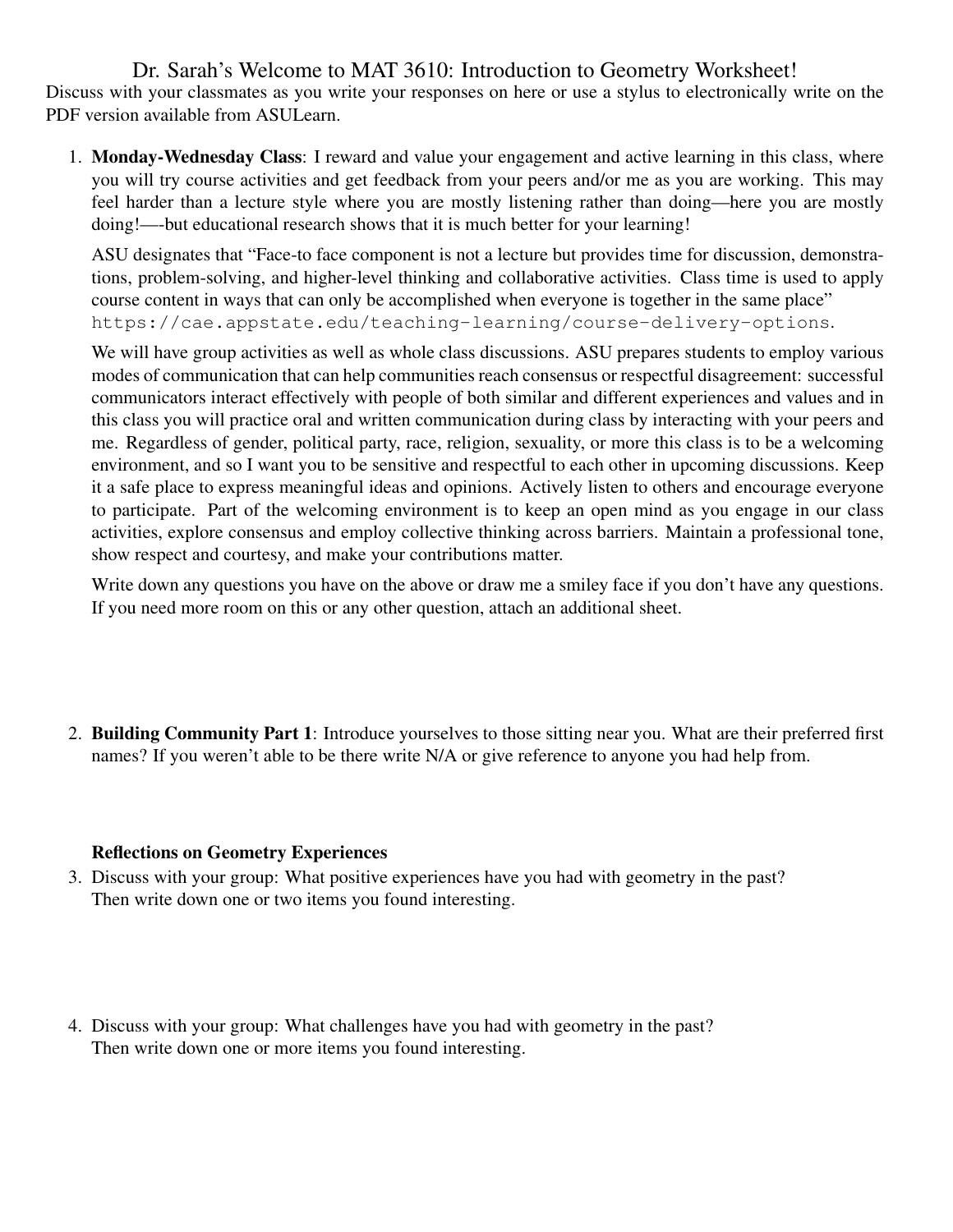# Dr. Sarah's Welcome to MAT 3610: Introduction to Geometry Worksheet!

Discuss with your classmates as you write your responses on here or use a stylus to electronically write on the PDF version available from ASULearn.

1. **Monday-Wednesday Class**: I reward and value your engagement and active learning in this class, where you will try course activities and get feedback from your peers and/or me as you are working. This may feel harder than a lecture style where you are mostly listening rather than doing—here you are mostly doing!—-but educational research shows that it is much better for your learning!

   ASU designates that "Face-to face component is not a lecture but provides time for discussion, demonstrations, problem-solving, and higher-level thinking and collaborative activities. Class time is used to apply course content in ways that can only be accomplished when everyone is together in the same place" `https://cae.appstate.edu/teaching-learning/course-delivery-options`.

   We will have group activities as well as whole class discussions. ASU prepares students to employ various modes of communication that can help communities reach consensus or respectful disagreement: successful communicators interact effectively with people of both similar and different experiences and values and in this class you will practice oral and written communication during class by interacting with your peers and me. Regardless of gender, political party, race, religion, sexuality, or more this class is to be a welcoming environment, and so I want you to be sensitive and respectful to each other in upcoming discussions. Keep it a safe place to express meaningful ideas and opinions. Actively listen to others and encourage everyone to participate. Part of the welcoming environment is to keep an open mind as you engage in our class activities, explore consensus and employ collective thinking across barriers. Maintain a professional tone, show respect and courtesy, and make your contributions matter.

   Write down any questions you have on the above or draw me a smiley face if you don't have any questions. If you need more room on this or any other question, attach an additional sheet.

2. **Building Community Part 1**: Introduce yourselves to those sitting near you. What are their preferred first names? If you weren't able to be there write N/A or give reference to anyone you had help from.

**Reflections on Geometry Experiences**

3. Discuss with your group: What positive experiences have you had with geometry in the past? Then write down one or two items you found interesting.

4. Discuss with your group: What challenges have you had with geometry in the past? Then write down one or more items you found interesting.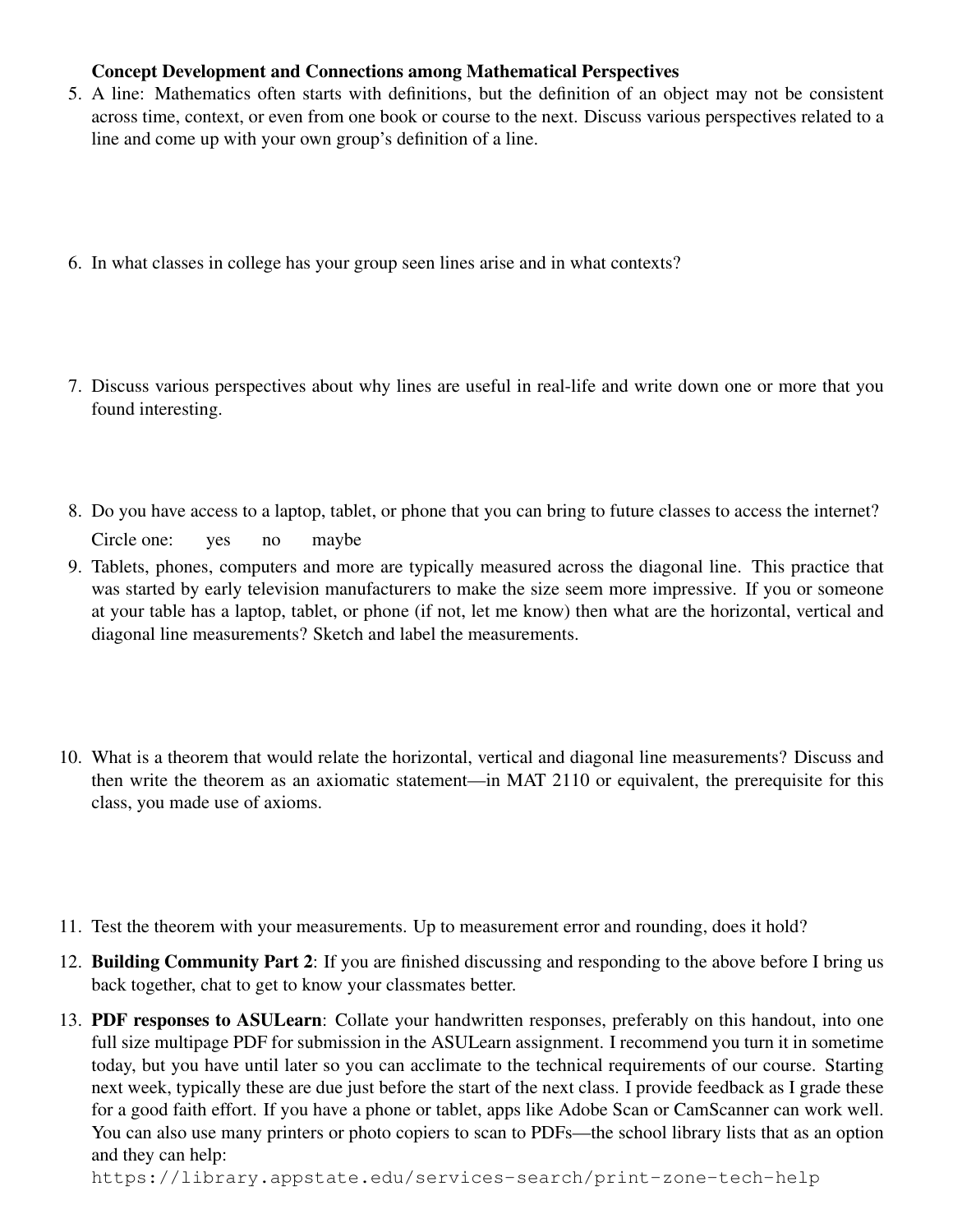**Concept Development and Connections among Mathematical Perspectives**

5. A line: Mathematics often starts with definitions, but the definition of an object may not be consistent across time, context, or even from one book or course to the next. Discuss various perspectives related to a line and come up with your own group's definition of a line.

6. In what classes in college has your group seen lines arise and in what contexts?

7. Discuss various perspectives about why lines are useful in real-life and write down one or more that you found interesting.

8. Do you have access to a laptop, tablet, or phone that you can bring to future classes to access the internet?

   Circle one: yes no maybe

9. Tablets, phones, computers and more are typically measured across the diagonal line. This practice that was started by early television manufacturers to make the size seem more impressive. If you or someone at your table has a laptop, tablet, or phone (if not, let me know) then what are the horizontal, vertical and diagonal line measurements? Sketch and label the measurements.

10. What is a theorem that would relate the horizontal, vertical and diagonal line measurements? Discuss and then write the theorem as an axiomatic statement—in MAT 2110 or equivalent, the prerequisite for this class, you made use of axioms.

11. Test the theorem with your measurements. Up to measurement error and rounding, does it hold?

12. **Building Community Part 2**: If you are finished discussing and responding to the above before I bring us back together, chat to get to know your classmates better.

13. **PDF responses to ASULearn**: Collate your handwritten responses, preferably on this handout, into one full size multipage PDF for submission in the ASULearn assignment. I recommend you turn it in sometime today, but you have until later so you can acclimate to the technical requirements of our course. Starting next week, typically these are due just before the start of the next class. I provide feedback as I grade these for a good faith effort. If you have a phone or tablet, apps like Adobe Scan or CamScanner can work well. You can also use many printers or photo copiers to scan to PDFs—the school library lists that as an option and they can help:
    `https://library.appstate.edu/services-search/print-zone-tech-help`